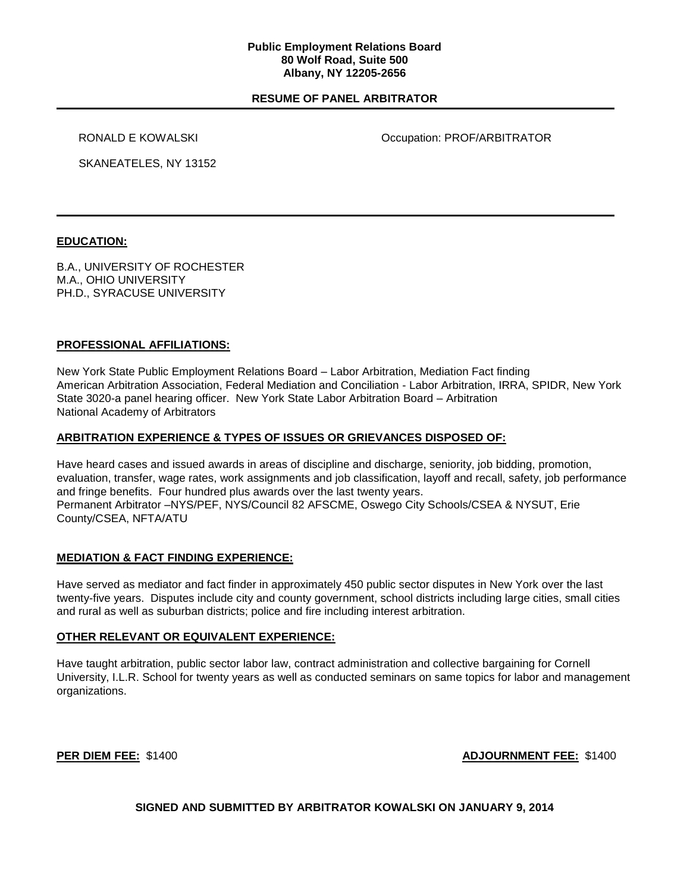**Public Employment Relations Board**
**80 Wolf Road, Suite 500**
**Albany, NY 12205-2656**

## RESUME OF PANEL ARBITRATOR

RONALD E KOWALSKI

Occupation: PROF/ARBITRATOR

SKANEATELES, NY 13152

---

### EDUCATION:

B.A., UNIVERSITY OF ROCHESTER
M.A., OHIO UNIVERSITY
PH.D., SYRACUSE UNIVERSITY

### PROFESSIONAL AFFILIATIONS:

New York State Public Employment Relations Board – Labor Arbitration, Mediation Fact finding
American Arbitration Association, Federal Mediation and Conciliation - Labor Arbitration, IRRA, SPIDR, New York State 3020-a panel hearing officer. New York State Labor Arbitration Board – Arbitration
National Academy of Arbitrators

### ARBITRATION EXPERIENCE & TYPES OF ISSUES OR GRIEVANCES DISPOSED OF:

Have heard cases and issued awards in areas of discipline and discharge, seniority, job bidding, promotion, evaluation, transfer, wage rates, work assignments and job classification, layoff and recall, safety, job performance and fringe benefits. Four hundred plus awards over the last twenty years.
Permanent Arbitrator –NYS/PEF, NYS/Council 82 AFSCME, Oswego City Schools/CSEA & NYSUT, Erie County/CSEA, NFTA/ATU

### MEDIATION & FACT FINDING EXPERIENCE:

Have served as mediator and fact finder in approximately 450 public sector disputes in New York over the last twenty-five years. Disputes include city and county government, school districts including large cities, small cities and rural as well as suburban districts; police and fire including interest arbitration.

### OTHER RELEVANT OR EQUIVALENT EXPERIENCE:

Have taught arbitration, public sector labor law, contract administration and collective bargaining for Cornell University, I.L.R. School for twenty years as well as conducted seminars on same topics for labor and management organizations.

**PER DIEM FEE:** $1400

**ADJOURNMENT FEE:** $1400

**SIGNED AND SUBMITTED BY ARBITRATOR KOWALSKI ON JANUARY 9, 2014**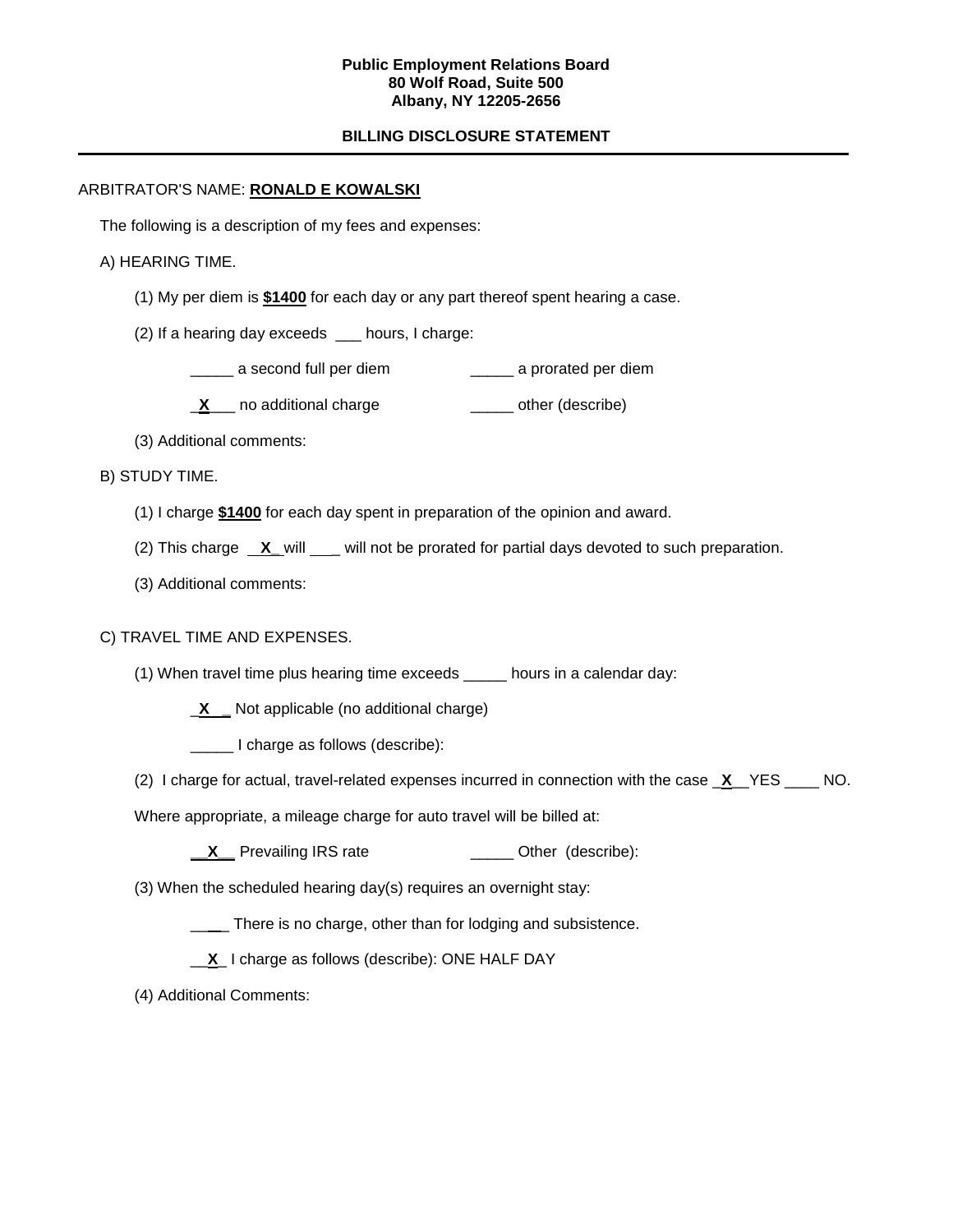**Public Employment Relations Board**
**80 Wolf Road, Suite 500**
**Albany, NY 12205-2656**

**BILLING DISCLOSURE STATEMENT**

---

ARBITRATOR'S NAME: **RONALD E KOWALSKI**

The following is a description of my fees and expenses:

A) HEARING TIME.

(1) My per diem is **$1400** for each day or any part thereof spent hearing a case.

(2) If a hearing day exceeds ___ hours, I charge:

_____ a second full per diem _____ a prorated per diem

\_**X**\_\_\_ no additional charge _____ other (describe)

(3) Additional comments:

B) STUDY TIME.

(1) I charge **$1400** for each day spent in preparation of the opinion and award.

(2) This charge \_\_**X**\_ will ___ will not be prorated for partial days devoted to such preparation.

(3) Additional comments:

C) TRAVEL TIME AND EXPENSES.

(1) When travel time plus hearing time exceeds _____ hours in a calendar day:

\_**X**\_ \_ Not applicable (no additional charge)

_____ I charge as follows (describe):

(2) I charge for actual, travel-related expenses incurred in connection with the case \_**X**\_\_YES ____ NO.

Where appropriate, a mileage charge for auto travel will be billed at:

\_\_**X**\_\_ Prevailing IRS rate _____ Other (describe):

(3) When the scheduled hearing day(s) requires an overnight stay:

____ There is no charge, other than for lodging and subsistence.

\_\_**X**\_ I charge as follows (describe): ONE HALF DAY

(4) Additional Comments: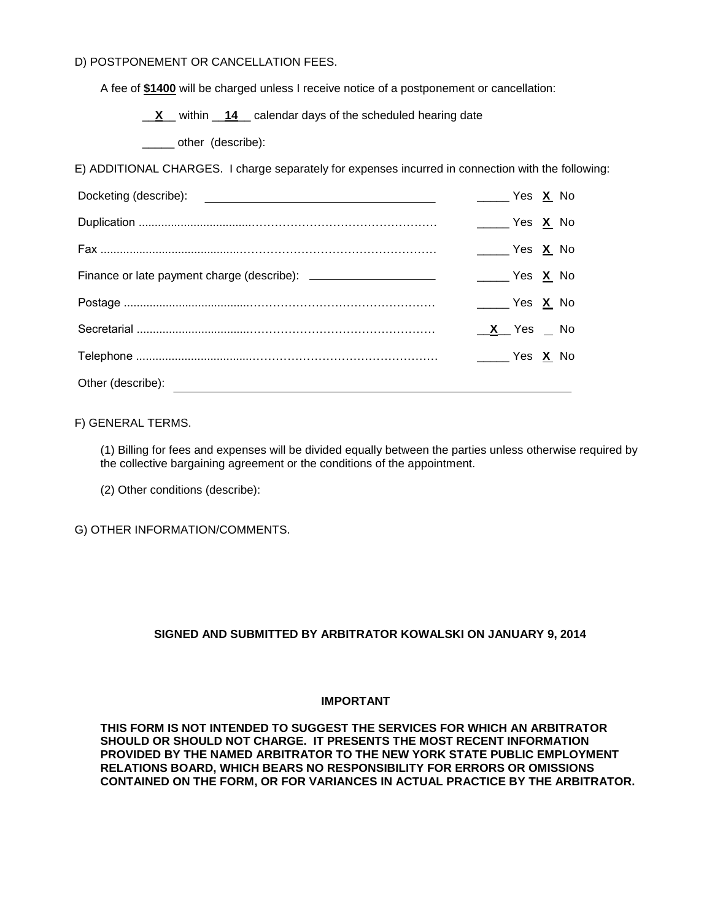D) POSTPONEMENT OR CANCELLATION FEES.

A fee of **$1400** will be charged unless I receive notice of a postponement or cancellation:

__**X**__ within __**14**__ calendar days of the scheduled hearing date

_____ other (describe):

E) ADDITIONAL CHARGES. I charge separately for expenses incurred in connection with the following:

| | |
|---|---|
| Docketing (describe): ________________________ | _____ Yes **X** No |
| Duplication .................................................................. | _____ Yes **X** No |
| Fax .............................................................................. | _____ Yes **X** No |
| Finance or late payment charge (describe): ____________ | _____ Yes **X** No |
| Postage ........................................................................ | _____ Yes **X** No |
| Secretarial .................................................................... | __**X**__ Yes _ No |
| Telephone ..................................................................... | _____ Yes **X** No |
| Other (describe): ________________________________________ | |

F) GENERAL TERMS.

(1) Billing for fees and expenses will be divided equally between the parties unless otherwise required by the collective bargaining agreement or the conditions of the appointment.

(2) Other conditions (describe):

G) OTHER INFORMATION/COMMENTS.

**SIGNED AND SUBMITTED BY ARBITRATOR KOWALSKI ON JANUARY 9, 2014**

**IMPORTANT**

**THIS FORM IS NOT INTENDED TO SUGGEST THE SERVICES FOR WHICH AN ARBITRATOR SHOULD OR SHOULD NOT CHARGE. IT PRESENTS THE MOST RECENT INFORMATION PROVIDED BY THE NAMED ARBITRATOR TO THE NEW YORK STATE PUBLIC EMPLOYMENT RELATIONS BOARD, WHICH BEARS NO RESPONSIBILITY FOR ERRORS OR OMISSIONS CONTAINED ON THE FORM, OR FOR VARIANCES IN ACTUAL PRACTICE BY THE ARBITRATOR.**